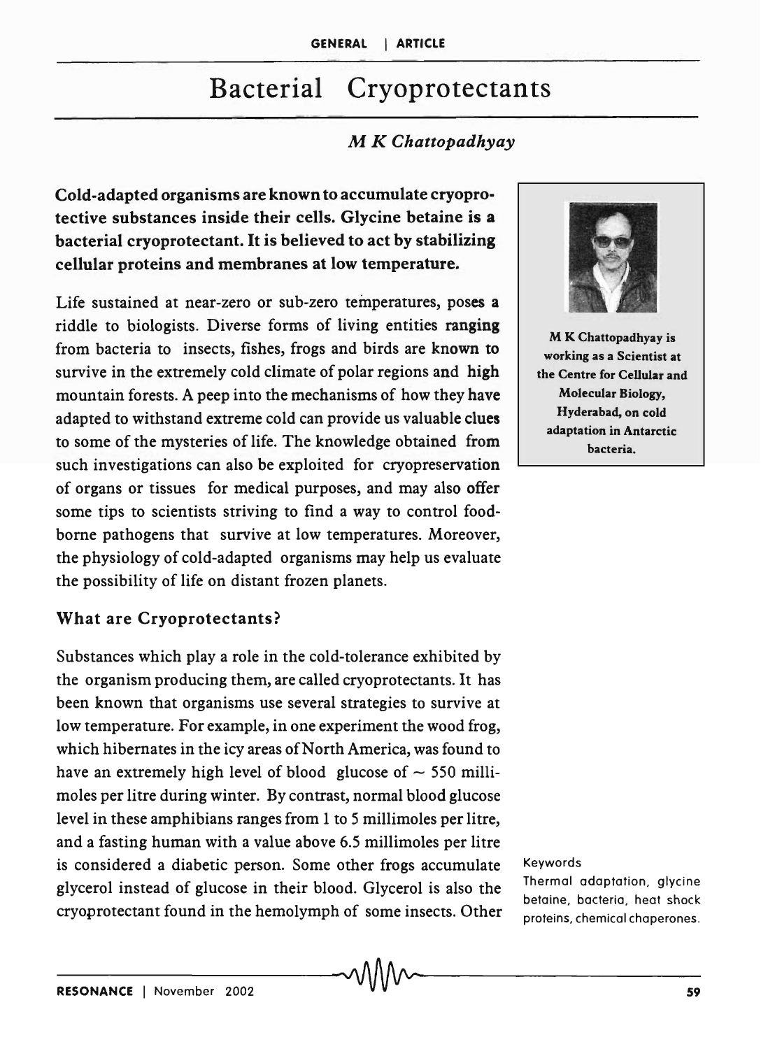# Bacterial Cryoprotectants

*M K Chattopadhyay*

**Cold-adapted organisms are known to accumulate cryoprotective substances inside their cells. Glycine betaine is a bacterial cryoprotectant. It is believed to act by stabilizing cellular proteins and membranes at low temperature.**

M K Chattopadhyay is working as a Scientist at the Centre for Cellular and Molecular Biology, Hyderabad, on cold adaptation in Antarctic bacteria.

Life sustained at near-zero or sub-zero temperatures, poses a riddle to biologists. Diverse forms of living entities ranging from bacteria to insects, fishes, frogs and birds are known to survive in the extremely cold climate of polar regions and high mountain forests. A peep into the mechanisms of how they have adapted to withstand extreme cold can provide us valuable clues to some of the mysteries of life. The knowledge obtained from such investigations can also be exploited for cryopreservation of organs or tissues for medical purposes, and may also offer some tips to scientists striving to find a way to control food-borne pathogens that survive at low temperatures. Moreover, the physiology of cold-adapted organisms may help us evaluate the possibility of life on distant frozen planets.

## What are Cryoprotectants?

Substances which play a role in the cold-tolerance exhibited by the organism producing them, are called cryoprotectants. It has been known that organisms use several strategies to survive at low temperature. For example, in one experiment the wood frog, which hibernates in the icy areas of North America, was found to have an extremely high level of blood glucose of ~ 550 millimoles per litre during winter. By contrast, normal blood glucose level in these amphibians ranges from 1 to 5 millimoles per litre, and a fasting human with a value above 6.5 millimoles per litre is considered a diabetic person. Some other frogs accumulate glycerol instead of glucose in their blood. Glycerol is also the cryoprotectant found in the hemolymph of some insects. Other

Keywords

Thermal adaptation, glycine betaine, bacteria, heat shock proteins, chemical chaperones.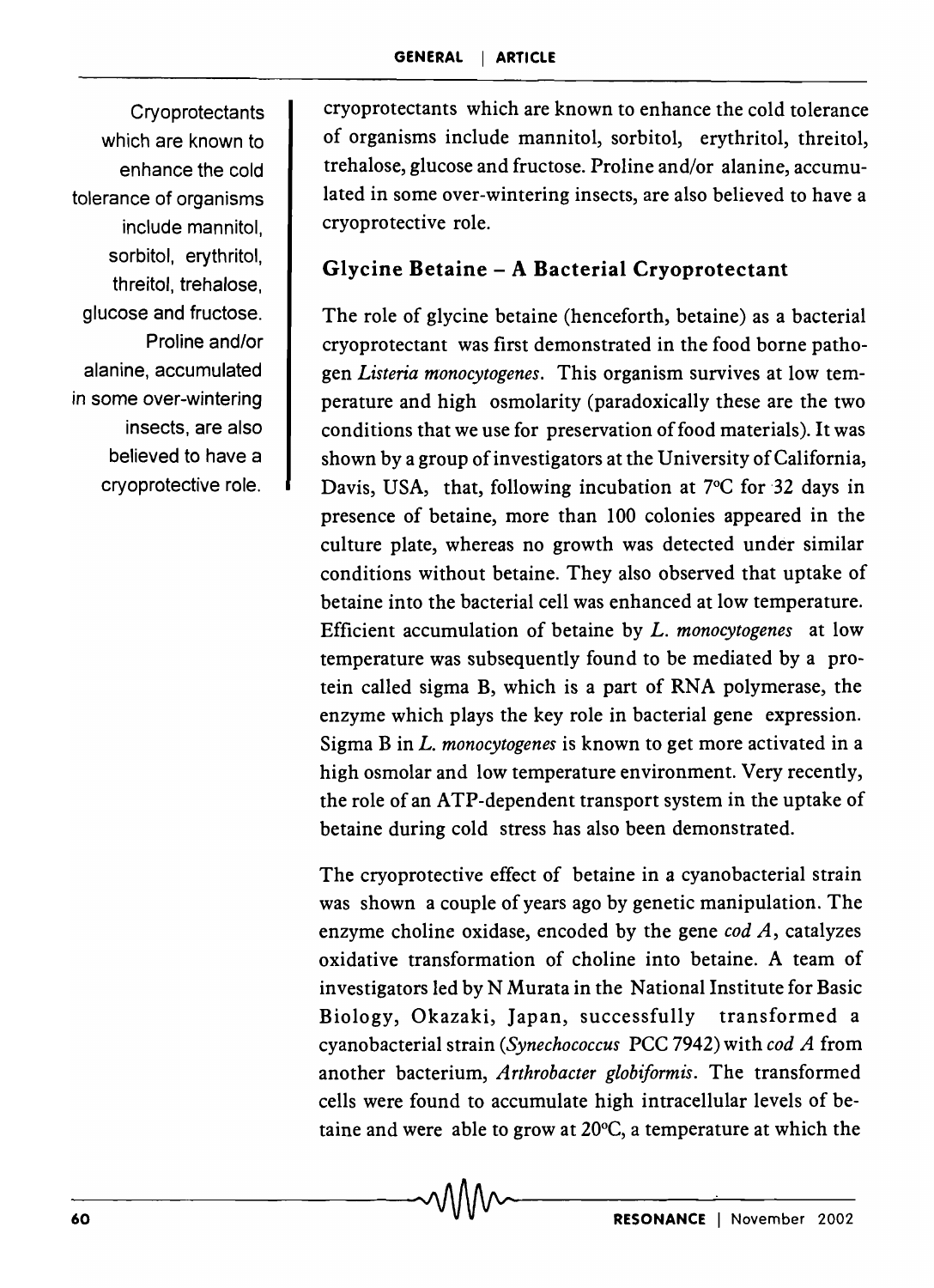cryoprotectants which are known to enhance the cold tolerance of organisms include mannitol, sorbitol, erythritol, threitol, trehalose, glucose and fructose. Proline and/or alanine, accumulated in some over-wintering insects, are also believed to have a cryoprotective role.

Cryoprotectants which are known to enhance the cold tolerance of organisms include mannitol, sorbitol, erythritol, threitol, trehalose, glucose and fructose. Proline and/or alanine, accumulated in some over-wintering insects, are also believed to have a cryoprotective role.

## Glycine Betaine – A Bacterial Cryoprotectant

The role of glycine betaine (henceforth, betaine) as a bacterial cryoprotectant was first demonstrated in the food borne pathogen *Listeria monocytogenes*. This organism survives at low temperature and high osmolarity (paradoxically these are the two conditions that we use for preservation of food materials). It was shown by a group of investigators at the University of California, Davis, USA, that, following incubation at 7°C for 32 days in presence of betaine, more than 100 colonies appeared in the culture plate, whereas no growth was detected under similar conditions without betaine. They also observed that uptake of betaine into the bacterial cell was enhanced at low temperature. Efficient accumulation of betaine by *L. monocytogenes* at low temperature was subsequently found to be mediated by a protein called sigma B, which is a part of RNA polymerase, the enzyme which plays the key role in bacterial gene expression. Sigma B in *L. monocytogenes* is known to get more activated in a high osmolar and low temperature environment. Very recently, the role of an ATP-dependent transport system in the uptake of betaine during cold stress has also been demonstrated.

The cryoprotective effect of betaine in a cyanobacterial strain was shown a couple of years ago by genetic manipulation. The enzyme choline oxidase, encoded by the gene *cod A*, catalyzes oxidative transformation of choline into betaine. A team of investigators led by N Murata in the National Institute for Basic Biology, Okazaki, Japan, successfully transformed a cyanobacterial strain (*Synechococcus* PCC 7942) with *cod A* from another bacterium, *Arthrobacter globiformis*. The transformed cells were found to accumulate high intracellular levels of betaine and were able to grow at 20°C, a temperature at which the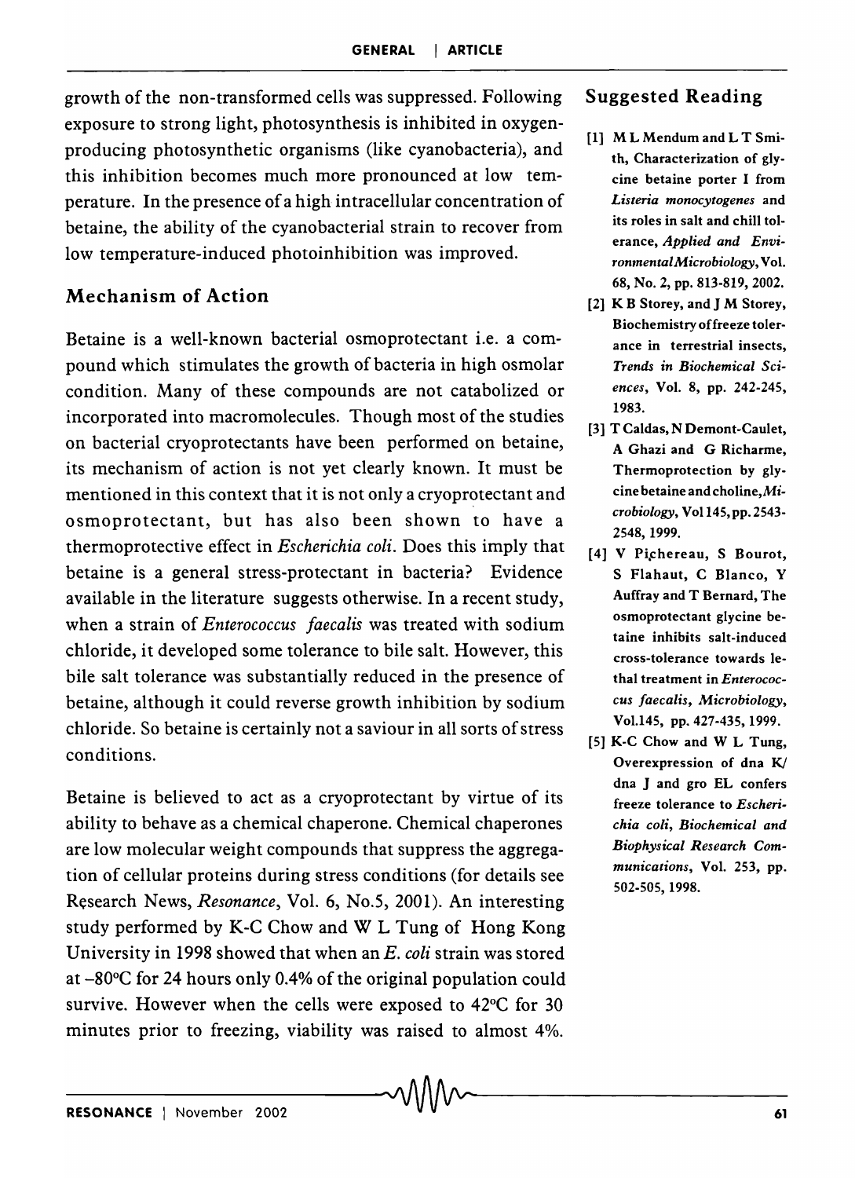growth of the non-transformed cells was suppressed. Following exposure to strong light, photosynthesis is inhibited in oxygen-producing photosynthetic organisms (like cyanobacteria), and this inhibition becomes much more pronounced at low temperature. In the presence of a high intracellular concentration of betaine, the ability of the cyanobacterial strain to recover from low temperature-induced photoinhibition was improved.

## Mechanism of Action

Betaine is a well-known bacterial osmoprotectant i.e. a compound which stimulates the growth of bacteria in high osmolar condition. Many of these compounds are not catabolized or incorporated into macromolecules. Though most of the studies on bacterial cryoprotectants have been performed on betaine, its mechanism of action is not yet clearly known. It must be mentioned in this context that it is not only a cryoprotectant and osmoprotectant, but has also been shown to have a thermoprotective effect in *Escherichia coli*. Does this imply that betaine is a general stress-protectant in bacteria? Evidence available in the literature suggests otherwise. In a recent study, when a strain of *Enterococcus faecalis* was treated with sodium chloride, it developed some tolerance to bile salt. However, this bile salt tolerance was substantially reduced in the presence of betaine, although it could reverse growth inhibition by sodium chloride. So betaine is certainly not a saviour in all sorts of stress conditions.

Betaine is believed to act as a cryoprotectant by virtue of its ability to behave as a chemical chaperone. Chemical chaperones are low molecular weight compounds that suppress the aggregation of cellular proteins during stress conditions (for details see Research News, *Resonance*, Vol. 6, No.5, 2001). An interesting study performed by K-C Chow and W L Tung of Hong Kong University in 1998 showed that when an *E. coli* strain was stored at –80°C for 24 hours only 0.4% of the original population could survive. However when the cells were exposed to 42°C for 30 minutes prior to freezing, viability was raised to almost 4%.

## Suggested Reading

[1] M L Mendum and L T Smith, Characterization of glycine betaine porter I from *Listeria monocytogenes* and its roles in salt and chill tolerance, *Applied and Environmental Microbiology*, Vol. 68, No. 2, pp. 813-819, 2002.

[2] K B Storey, and J M Storey, Biochemistry of freeze tolerance in terrestrial insects, *Trends in Biochemical Sciences*, Vol. 8, pp. 242-245, 1983.

[3] T Caldas, N Demont-Caulet, A Ghazi and G Richarme, Thermoprotection by glycine betaine and choline, *Microbiology*, Vol 145, pp. 2543-2548, 1999.

[4] V Pichereau, S Bourot, S Flahaut, C Blanco, Y Auffray and T Bernard, The osmoprotectant glycine betaine inhibits salt-induced cross-tolerance towards lethal treatment in *Enterococcus faecalis*, *Microbiology*, Vol.145, pp. 427-435, 1999.

[5] K-C Chow and W L Tung, Overexpression of dna K/ dna J and gro EL confers freeze tolerance to *Escherichia coli*, *Biochemical and Biophysical Research Communications*, Vol. 253, pp. 502-505, 1998.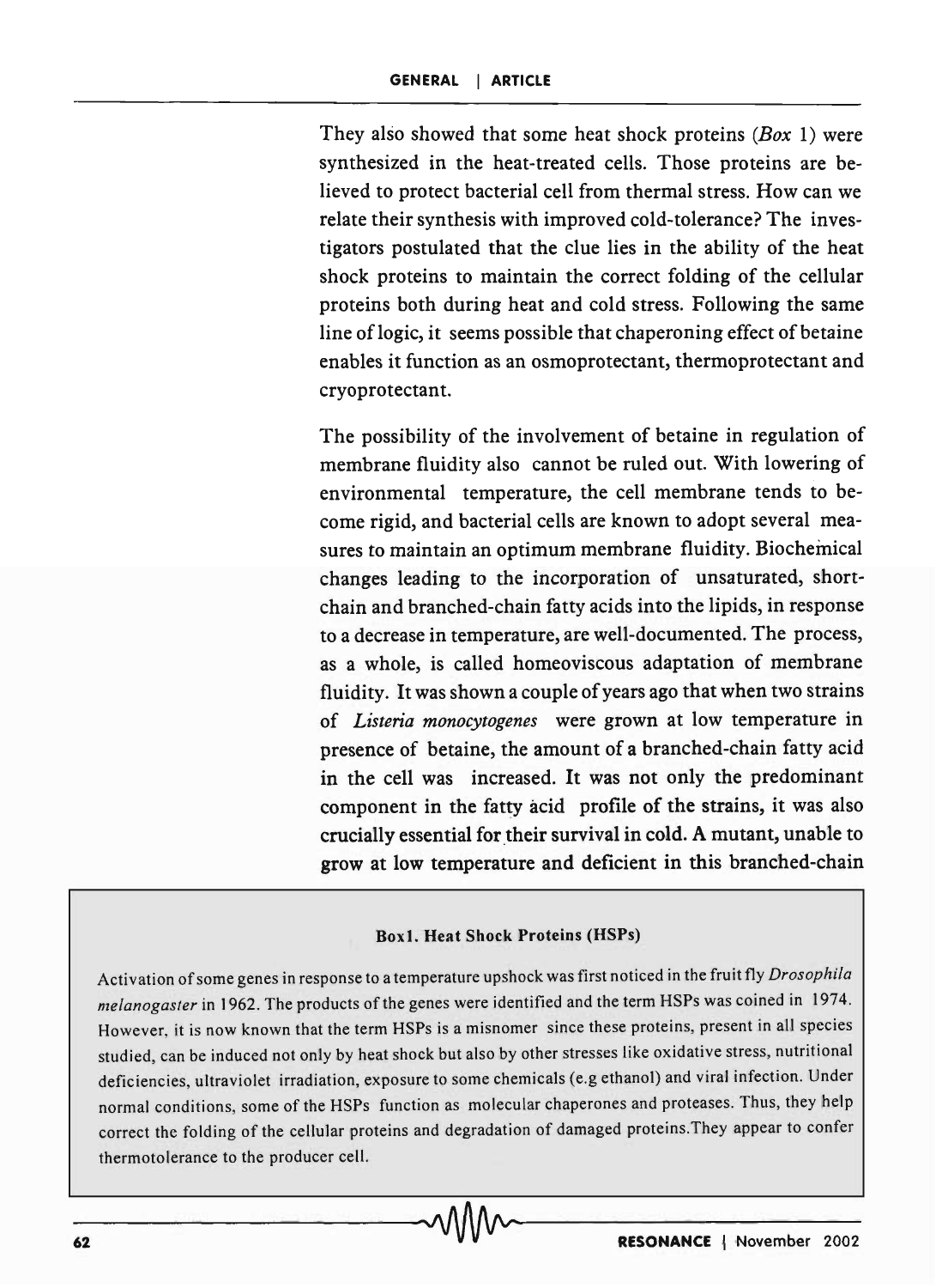They also showed that some heat shock proteins (*Box* 1) were synthesized in the heat-treated cells. Those proteins are believed to protect bacterial cell from thermal stress. How can we relate their synthesis with improved cold-tolerance? The investigators postulated that the clue lies in the ability of the heat shock proteins to maintain the correct folding of the cellular proteins both during heat and cold stress. Following the same line of logic, it seems possible that chaperoning effect of betaine enables it function as an osmoprotectant, thermoprotectant and cryoprotectant.

The possibility of the involvement of betaine in regulation of membrane fluidity also cannot be ruled out. With lowering of environmental temperature, the cell membrane tends to become rigid, and bacterial cells are known to adopt several measures to maintain an optimum membrane fluidity. Biochemical changes leading to the incorporation of unsaturated, short-chain and branched-chain fatty acids into the lipids, in response to a decrease in temperature, are well-documented. The process, as a whole, is called homeoviscous adaptation of membrane fluidity. It was shown a couple of years ago that when two strains of *Listeria monocytogenes* were grown at low temperature in presence of betaine, the amount of a branched-chain fatty acid in the cell was increased. It was not only the predominant component in the fatty acid profile of the strains, it was also crucially essential for their survival in cold. A mutant, unable to grow at low temperature and deficient in this branched-chain

**Box1. Heat Shock Proteins (HSPs)**

Activation of some genes in response to a temperature upshock was first noticed in the fruit fly *Drosophila melanogaster* in 1962. The products of the genes were identified and the term HSPs was coined in 1974. However, it is now known that the term HSPs is a misnomer since these proteins, present in all species studied, can be induced not only by heat shock but also by other stresses like oxidative stress, nutritional deficiencies, ultraviolet irradiation, exposure to some chemicals (e.g ethanol) and viral infection. Under normal conditions, some of the HSPs function as molecular chaperones and proteases. Thus, they help correct the folding of the cellular proteins and degradation of damaged proteins.They appear to confer thermotolerance to the producer cell.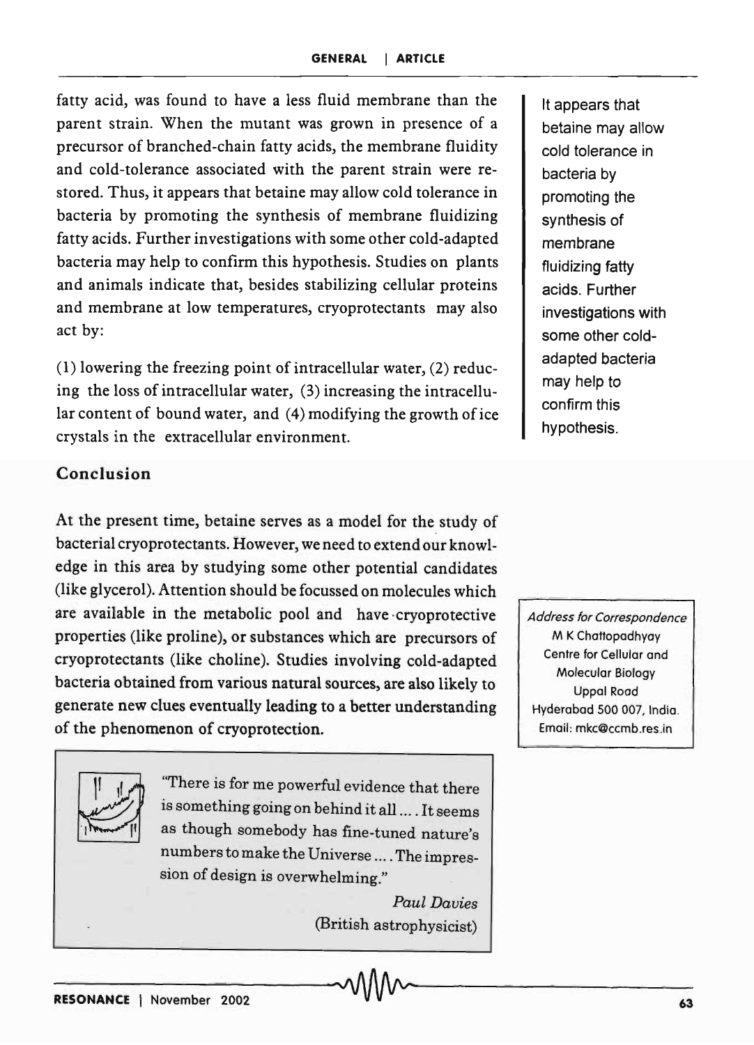fatty acid, was found to have a less fluid membrane than the parent strain. When the mutant was grown in presence of a precursor of branched-chain fatty acids, the membrane fluidity and cold-tolerance associated with the parent strain were restored. Thus, it appears that betaine may allow cold tolerance in bacteria by promoting the synthesis of membrane fluidizing fatty acids. Further investigations with some other cold-adapted bacteria may help to confirm this hypothesis. Studies on plants and animals indicate that, besides stabilizing cellular proteins and membrane at low temperatures, cryoprotectants may also act by:

(1) lowering the freezing point of intracellular water, (2) reducing the loss of intracellular water, (3) increasing the intracellular content of bound water, and (4) modifying the growth of ice crystals in the extracellular environment.

It appears that betaine may allow cold tolerance in bacteria by promoting the synthesis of membrane fluidizing fatty acids. Further investigations with some other cold-adapted bacteria may help to confirm this hypothesis.

## Conclusion

At the present time, betaine serves as a model for the study of bacterial cryoprotectants. However, we need to extend our knowledge in this area by studying some other potential candidates (like glycerol). Attention should be focussed on molecules which are available in the metabolic pool and have cryoprotective properties (like proline), or substances which are precursors of cryoprotectants (like choline). Studies involving cold-adapted bacteria obtained from various natural sources, are also likely to generate new clues eventually leading to a better understanding of the phenomenon of cryoprotection.

*Address for Correspondence*
M K Chattopadhyay
Centre for Cellular and Molecular Biology
Uppal Road
Hyderabad 500 007, India.
Email: mkc@ccmb.res.in

"There is for me powerful evidence that there is something going on behind it all .... It seems as though somebody has fine-tuned nature's numbers to make the Universe .... The impression of design is overwhelming."

*Paul Davies*
(British astrophysicist)